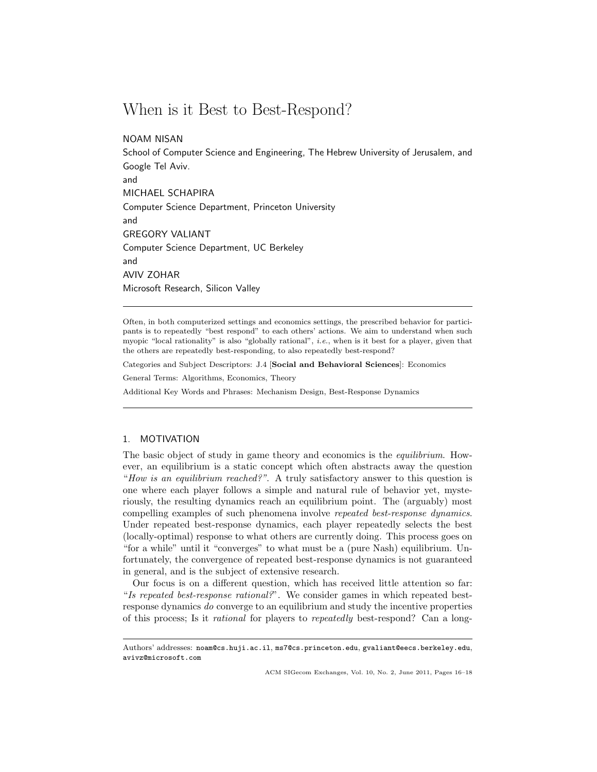# When is it Best to Best-Respond?

NOAM NISAN
School of Computer Science and Engineering, The Hebrew University of Jerusalem, and Google Tel Aviv.
and
MICHAEL SCHAPIRA
Computer Science Department, Princeton University
and
GREGORY VALIANT
Computer Science Department, UC Berkeley
and
AVIV ZOHAR
Microsoft Research, Silicon Valley

---

Often, in both computerized settings and economics settings, the prescribed behavior for participants is to repeatedly "best respond" to each others' actions. We aim to understand when such myopic "local rationality" is also "globally rational", *i.e.*, when is it best for a player, given that the others are repeatedly best-responding, to also repeatedly best-respond?

Categories and Subject Descriptors: J.4 [**Social and Behavioral Sciences**]: Economics

General Terms: Algorithms, Economics, Theory

Additional Key Words and Phrases: Mechanism Design, Best-Response Dynamics

---

## 1. MOTIVATION

The basic object of study in game theory and economics is the *equilibrium*. However, an equilibrium is a static concept which often abstracts away the question "*How is an equilibrium reached?*". A truly satisfactory answer to this question is one where each player follows a simple and natural rule of behavior yet, mysteriously, the resulting dynamics reach an equilibrium point. The (arguably) most compelling examples of such phenomena involve *repeated best-response dynamics*. Under repeated best-response dynamics, each player repeatedly selects the best (locally-optimal) response to what others are currently doing. This process goes on "for a while" until it "converges" to what must be a (pure Nash) equilibrium. Unfortunately, the convergence of repeated best-response dynamics is not guaranteed in general, and is the subject of extensive research.

Our focus is on a different question, which has received little attention so far: "*Is repeated best-response rational?*". We consider games in which repeated best-response dynamics *do* converge to an equilibrium and study the incentive properties of this process; Is it *rational* for players to *repeatedly* best-respond? Can a long-

---

Authors' addresses: noam@cs.huji.ac.il, ms7@cs.princeton.edu, gvaliant@eecs.berkeley.edu, avivz@microsoft.com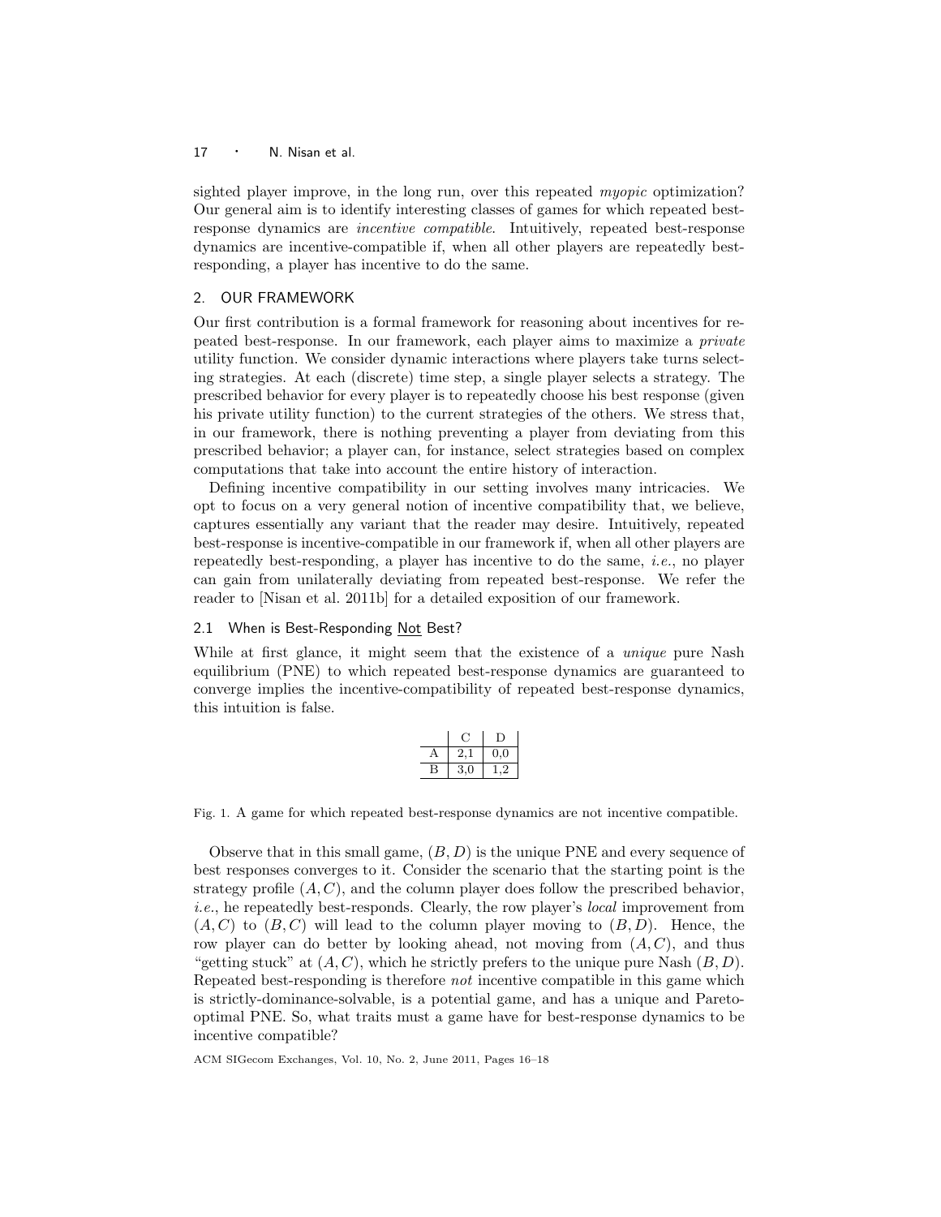sighted player improve, in the long run, over this repeated *myopic* optimization? Our general aim is to identify interesting classes of games for which repeated best-response dynamics are *incentive compatible*. Intuitively, repeated best-response dynamics are incentive-compatible if, when all other players are repeatedly best-responding, a player has incentive to do the same.

## 2. OUR FRAMEWORK

Our first contribution is a formal framework for reasoning about incentives for repeated best-response. In our framework, each player aims to maximize a *private* utility function. We consider dynamic interactions where players take turns selecting strategies. At each (discrete) time step, a single player selects a strategy. The prescribed behavior for every player is to repeatedly choose his best response (given his private utility function) to the current strategies of the others. We stress that, in our framework, there is nothing preventing a player from deviating from this prescribed behavior; a player can, for instance, select strategies based on complex computations that take into account the entire history of interaction.

Defining incentive compatibility in our setting involves many intricacies. We opt to focus on a very general notion of incentive compatibility that, we believe, captures essentially any variant that the reader may desire. Intuitively, repeated best-response is incentive-compatible in our framework if, when all other players are repeatedly best-responding, a player has incentive to do the same, *i.e.*, no player can gain from unilaterally deviating from repeated best-response. We refer the reader to [Nisan et al. 2011b] for a detailed exposition of our framework.

### 2.1 When is Best-Responding Not Best?

While at first glance, it might seem that the existence of a *unique* pure Nash equilibrium (PNE) to which repeated best-response dynamics are guaranteed to converge implies the incentive-compatibility of repeated best-response dynamics, this intuition is false.

| | C | D |
|---|---|---|
| A | 2,1 | 0,0 |
| B | 3,0 | 1,2 |

Fig. 1. A game for which repeated best-response dynamics are not incentive compatible.

Observe that in this small game, $(B, D)$ is the unique PNE and every sequence of best responses converges to it. Consider the scenario that the starting point is the strategy profile $(A, C)$, and the column player does follow the prescribed behavior, *i.e.*, he repeatedly best-responds. Clearly, the row player's *local* improvement from $(A, C)$ to $(B, C)$ will lead to the column player moving to $(B, D)$. Hence, the row player can do better by looking ahead, not moving from $(A, C)$, and thus "getting stuck" at $(A, C)$, which he strictly prefers to the unique pure Nash $(B, D)$. Repeated best-responding is therefore *not* incentive compatible in this game which is strictly-dominance-solvable, is a potential game, and has a unique and Pareto-optimal PNE. So, what traits must a game have for best-response dynamics to be incentive compatible?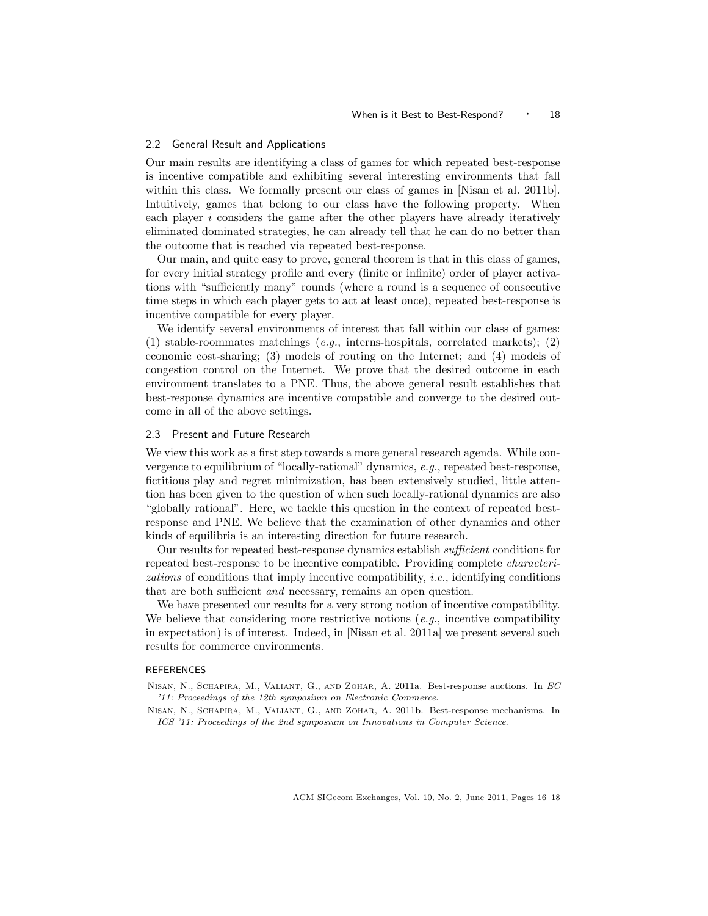## 2.2 General Result and Applications

Our main results are identifying a class of games for which repeated best-response is incentive compatible and exhibiting several interesting environments that fall within this class. We formally present our class of games in [Nisan et al. 2011b]. Intuitively, games that belong to our class have the following property. When each player $i$ considers the game after the other players have already iteratively eliminated dominated strategies, he can already tell that he can do no better than the outcome that is reached via repeated best-response.

Our main, and quite easy to prove, general theorem is that in this class of games, for every initial strategy profile and every (finite or infinite) order of player activations with "sufficiently many" rounds (where a round is a sequence of consecutive time steps in which each player gets to act at least once), repeated best-response is incentive compatible for every player.

We identify several environments of interest that fall within our class of games: (1) stable-roommates matchings (*e.g.*, interns-hospitals, correlated markets); (2) economic cost-sharing; (3) models of routing on the Internet; and (4) models of congestion control on the Internet. We prove that the desired outcome in each environment translates to a PNE. Thus, the above general result establishes that best-response dynamics are incentive compatible and converge to the desired outcome in all of the above settings.

## 2.3 Present and Future Research

We view this work as a first step towards a more general research agenda. While convergence to equilibrium of "locally-rational" dynamics, *e.g.*, repeated best-response, fictitious play and regret minimization, has been extensively studied, little attention has been given to the question of when such locally-rational dynamics are also "globally rational". Here, we tackle this question in the context of repeated best-response and PNE. We believe that the examination of other dynamics and other kinds of equilibria is an interesting direction for future research.

Our results for repeated best-response dynamics establish *sufficient* conditions for repeated best-response to be incentive compatible. Providing complete *characterizations* of conditions that imply incentive compatibility, *i.e.*, identifying conditions that are both sufficient *and* necessary, remains an open question.

We have presented our results for a very strong notion of incentive compatibility. We believe that considering more restrictive notions (*e.g.*, incentive compatibility in expectation) is of interest. Indeed, in [Nisan et al. 2011a] we present several such results for commerce environments.

## REFERENCES

Nisan, N., Schapira, M., Valiant, G., and Zohar, A. 2011a. Best-response auctions. In *EC '11: Proceedings of the 12th symposium on Electronic Commerce*.

Nisan, N., Schapira, M., Valiant, G., and Zohar, A. 2011b. Best-response mechanisms. In *ICS '11: Proceedings of the 2nd symposium on Innovations in Computer Science*.